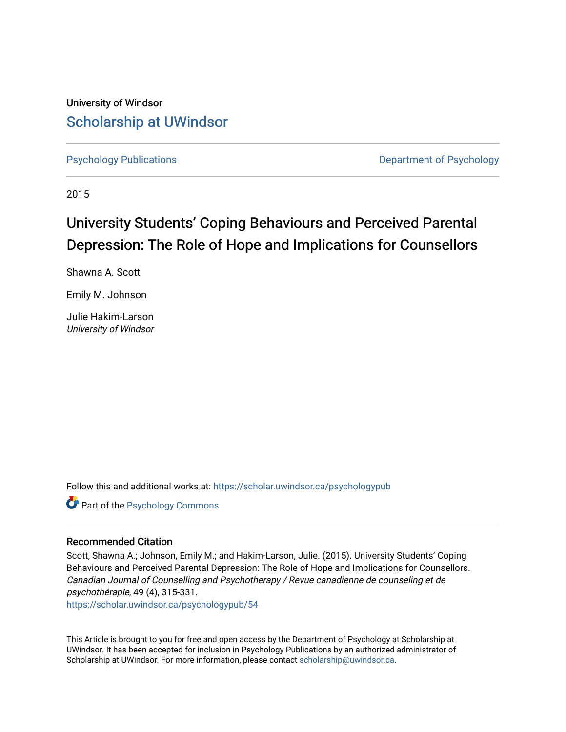University of Windsor

# Scholarship at UWindsor

Psychology Publications

Department of Psychology

2015

# University Students' Coping Behaviours and Perceived Parental Depression: The Role of Hope and Implications for Counsellors

Shawna A. Scott

Emily M. Johnson

Julie Hakim-Larson
*University of Windsor*

Follow this and additional works at: https://scholar.uwindsor.ca/psychologypub

Part of the Psychology Commons

## Recommended Citation

Scott, Shawna A.; Johnson, Emily M.; and Hakim-Larson, Julie. (2015). University Students' Coping Behaviours and Perceived Parental Depression: The Role of Hope and Implications for Counsellors. *Canadian Journal of Counselling and Psychotherapy / Revue canadienne de counseling et de psychothérapie*, 49 (4), 315-331.
https://scholar.uwindsor.ca/psychologypub/54

This Article is brought to you for free and open access by the Department of Psychology at Scholarship at UWindsor. It has been accepted for inclusion in Psychology Publications by an authorized administrator of Scholarship at UWindsor. For more information, please contact scholarship@uwindsor.ca.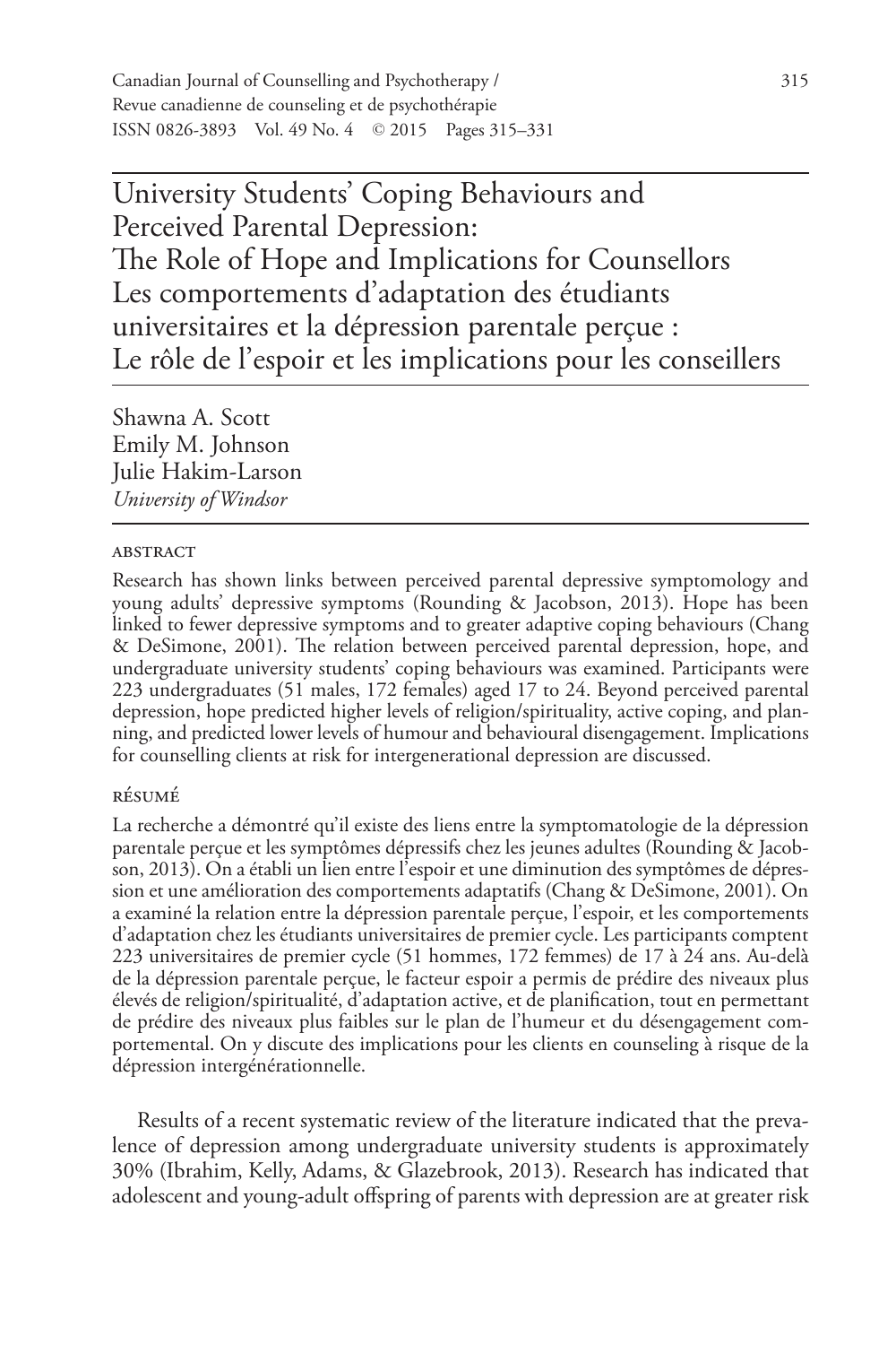# University Students' Coping Behaviours and Perceived Parental Depression: The Role of Hope and Implications for Counsellors
# Les comportements d'adaptation des étudiants universitaires et la dépression parentale perçue : Le rôle de l'espoir et les implications pour les conseillers

Shawna A. Scott
Emily M. Johnson
Julie Hakim-Larson
*University of Windsor*

## ABSTRACT

Research has shown links between perceived parental depressive symptomology and young adults' depressive symptoms (Rounding & Jacobson, 2013). Hope has been linked to fewer depressive symptoms and to greater adaptive coping behaviours (Chang & DeSimone, 2001). The relation between perceived parental depression, hope, and undergraduate university students' coping behaviours was examined. Participants were 223 undergraduates (51 males, 172 females) aged 17 to 24. Beyond perceived parental depression, hope predicted higher levels of religion/spirituality, active coping, and planning, and predicted lower levels of humour and behavioural disengagement. Implications for counselling clients at risk for intergenerational depression are discussed.

## RÉSUMÉ

La recherche a démontré qu'il existe des liens entre la symptomatologie de la dépression parentale perçue et les symptômes dépressifs chez les jeunes adultes (Rounding & Jacobson, 2013). On a établi un lien entre l'espoir et une diminution des symptômes de dépression et une amélioration des comportements adaptatifs (Chang & DeSimone, 2001). On a examiné la relation entre la dépression parentale perçue, l'espoir, et les comportements d'adaptation chez les étudiants universitaires de premier cycle. Les participants comptent 223 universitaires de premier cycle (51 hommes, 172 femmes) de 17 à 24 ans. Au-delà de la dépression parentale perçue, le facteur espoir a permis de prédire des niveaux plus élevés de religion/spiritualité, d'adaptation active, et de planification, tout en permettant de prédire des niveaux plus faibles sur le plan de l'humeur et du désengagement comportemental. On y discute des implications pour les clients en counseling à risque de la dépression intergénérationnelle.

Results of a recent systematic review of the literature indicated that the prevalence of depression among undergraduate university students is approximately 30% (Ibrahim, Kelly, Adams, & Glazebrook, 2013). Research has indicated that adolescent and young-adult offspring of parents with depression are at greater risk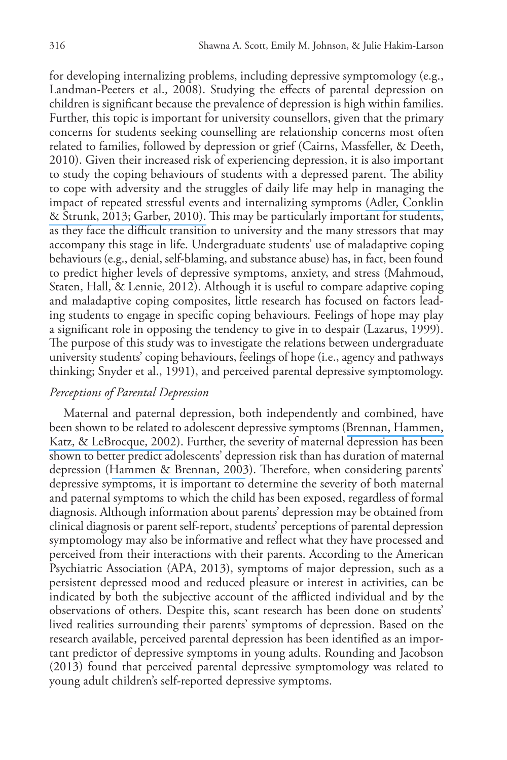for developing internalizing problems, including depressive symptomology (e.g., Landman-Peeters et al., 2008). Studying the effects of parental depression on children is significant because the prevalence of depression is high within families. Further, this topic is important for university counsellors, given that the primary concerns for students seeking counselling are relationship concerns most often related to families, followed by depression or grief (Cairns, Massfeller, & Deeth, 2010). Given their increased risk of experiencing depression, it is also important to study the coping behaviours of students with a depressed parent. The ability to cope with adversity and the struggles of daily life may help in managing the impact of repeated stressful events and internalizing symptoms (Adler, Conklin & Strunk, 2013; Garber, 2010). This may be particularly important for students, as they face the difficult transition to university and the many stressors that may accompany this stage in life. Undergraduate students' use of maladaptive coping behaviours (e.g., denial, self-blaming, and substance abuse) has, in fact, been found to predict higher levels of depressive symptoms, anxiety, and stress (Mahmoud, Staten, Hall, & Lennie, 2012). Although it is useful to compare adaptive coping and maladaptive coping composites, little research has focused on factors leading students to engage in specific coping behaviours. Feelings of hope may play a significant role in opposing the tendency to give in to despair (Lazarus, 1999). The purpose of this study was to investigate the relations between undergraduate university students' coping behaviours, feelings of hope (i.e., agency and pathways thinking; Snyder et al., 1991), and perceived parental depressive symptomology.

### *Perceptions of Parental Depression*

Maternal and paternal depression, both independently and combined, have been shown to be related to adolescent depressive symptoms (Brennan, Hammen, Katz, & LeBrocque, 2002). Further, the severity of maternal depression has been shown to better predict adolescents' depression risk than has duration of maternal depression (Hammen & Brennan, 2003). Therefore, when considering parents' depressive symptoms, it is important to determine the severity of both maternal and paternal symptoms to which the child has been exposed, regardless of formal diagnosis. Although information about parents' depression may be obtained from clinical diagnosis or parent self-report, students' perceptions of parental depression symptomology may also be informative and reflect what they have processed and perceived from their interactions with their parents. According to the American Psychiatric Association (APA, 2013), symptoms of major depression, such as a persistent depressed mood and reduced pleasure or interest in activities, can be indicated by both the subjective account of the afflicted individual and by the observations of others. Despite this, scant research has been done on students' lived realities surrounding their parents' symptoms of depression. Based on the research available, perceived parental depression has been identified as an important predictor of depressive symptoms in young adults. Rounding and Jacobson (2013) found that perceived parental depressive symptomology was related to young adult children's self-reported depressive symptoms.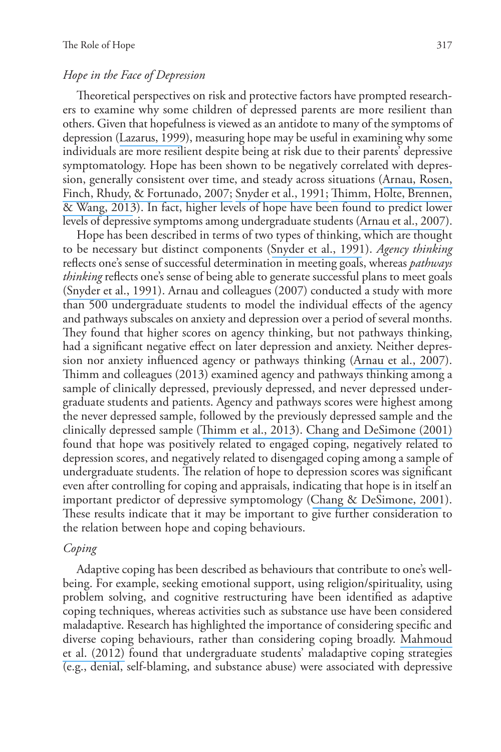### *Hope in the Face of Depression*

Theoretical perspectives on risk and protective factors have prompted researchers to examine why some children of depressed parents are more resilient than others. Given that hopefulness is viewed as an antidote to many of the symptoms of depression (Lazarus, 1999), measuring hope may be useful in examining why some individuals are more resilient despite being at risk due to their parents' depressive symptomatology. Hope has been shown to be negatively correlated with depression, generally consistent over time, and steady across situations (Arnau, Rosen, Finch, Rhudy, & Fortunado, 2007; Snyder et al., 1991; Thimm, Holte, Brennen, & Wang, 2013). In fact, higher levels of hope have been found to predict lower levels of depressive symptoms among undergraduate students (Arnau et al., 2007).

Hope has been described in terms of two types of thinking, which are thought to be necessary but distinct components (Snyder et al., 1991). *Agency thinking* reflects one's sense of successful determination in meeting goals, whereas *pathways thinking* reflects one's sense of being able to generate successful plans to meet goals (Snyder et al., 1991). Arnau and colleagues (2007) conducted a study with more than 500 undergraduate students to model the individual effects of the agency and pathways subscales on anxiety and depression over a period of several months. They found that higher scores on agency thinking, but not pathways thinking, had a significant negative effect on later depression and anxiety. Neither depression nor anxiety influenced agency or pathways thinking (Arnau et al., 2007). Thimm and colleagues (2013) examined agency and pathways thinking among a sample of clinically depressed, previously depressed, and never depressed undergraduate students and patients. Agency and pathways scores were highest among the never depressed sample, followed by the previously depressed sample and the clinically depressed sample (Thimm et al., 2013). Chang and DeSimone (2001) found that hope was positively related to engaged coping, negatively related to depression scores, and negatively related to disengaged coping among a sample of undergraduate students. The relation of hope to depression scores was significant even after controlling for coping and appraisals, indicating that hope is in itself an important predictor of depressive symptomology (Chang & DeSimone, 2001). These results indicate that it may be important to give further consideration to the relation between hope and coping behaviours.

### *Coping*

Adaptive coping has been described as behaviours that contribute to one's well-being. For example, seeking emotional support, using religion/spirituality, using problem solving, and cognitive restructuring have been identified as adaptive coping techniques, whereas activities such as substance use have been considered maladaptive. Research has highlighted the importance of considering specific and diverse coping behaviours, rather than considering coping broadly. Mahmoud et al. (2012) found that undergraduate students' maladaptive coping strategies (e.g., denial, self-blaming, and substance abuse) were associated with depressive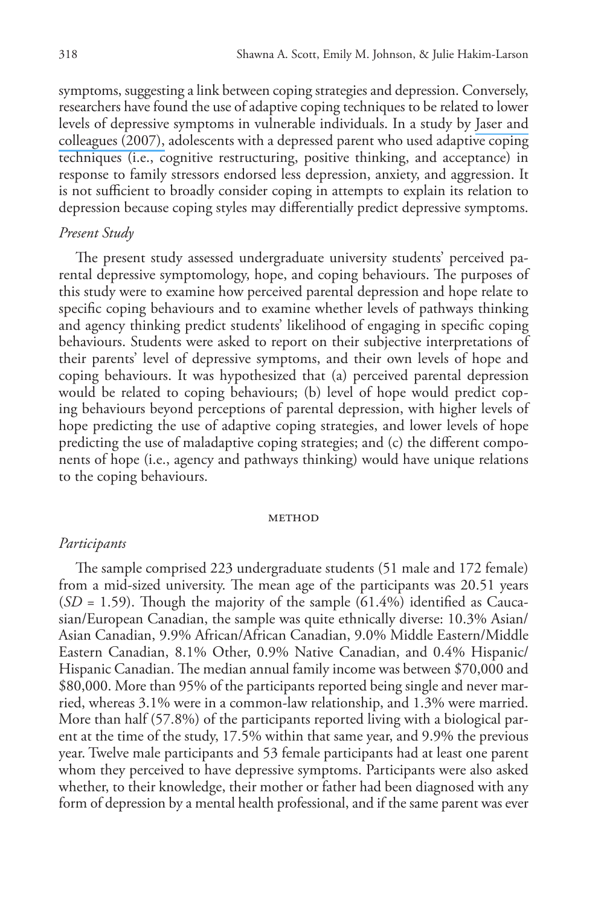symptoms, suggesting a link between coping strategies and depression. Conversely, researchers have found the use of adaptive coping techniques to be related to lower levels of depressive symptoms in vulnerable individuals. In a study by Jaser and colleagues (2007), adolescents with a depressed parent who used adaptive coping techniques (i.e., cognitive restructuring, positive thinking, and acceptance) in response to family stressors endorsed less depression, anxiety, and aggression. It is not sufficient to broadly consider coping in attempts to explain its relation to depression because coping styles may differentially predict depressive symptoms.

### *Present Study*

The present study assessed undergraduate university students' perceived parental depressive symptomology, hope, and coping behaviours. The purposes of this study were to examine how perceived parental depression and hope relate to specific coping behaviours and to examine whether levels of pathways thinking and agency thinking predict students' likelihood of engaging in specific coping behaviours. Students were asked to report on their subjective interpretations of their parents' level of depressive symptoms, and their own levels of hope and coping behaviours. It was hypothesized that (a) perceived parental depression would be related to coping behaviours; (b) level of hope would predict coping behaviours beyond perceptions of parental depression, with higher levels of hope predicting the use of adaptive coping strategies, and lower levels of hope predicting the use of maladaptive coping strategies; and (c) the different components of hope (i.e., agency and pathways thinking) would have unique relations to the coping behaviours.

## METHOD

### *Participants*

The sample comprised 223 undergraduate students (51 male and 172 female) from a mid-sized university. The mean age of the participants was 20.51 years (*SD* = 1.59). Though the majority of the sample (61.4%) identified as Caucasian/European Canadian, the sample was quite ethnically diverse: 10.3% Asian/Asian Canadian, 9.9% African/African Canadian, 9.0% Middle Eastern/Middle Eastern Canadian, 8.1% Other, 0.9% Native Canadian, and 0.4% Hispanic/Hispanic Canadian. The median annual family income was between $70,000 and $80,000. More than 95% of the participants reported being single and never married, whereas 3.1% were in a common-law relationship, and 1.3% were married. More than half (57.8%) of the participants reported living with a biological parent at the time of the study, 17.5% within that same year, and 9.9% the previous year. Twelve male participants and 53 female participants had at least one parent whom they perceived to have depressive symptoms. Participants were also asked whether, to their knowledge, their mother or father had been diagnosed with any form of depression by a mental health professional, and if the same parent was ever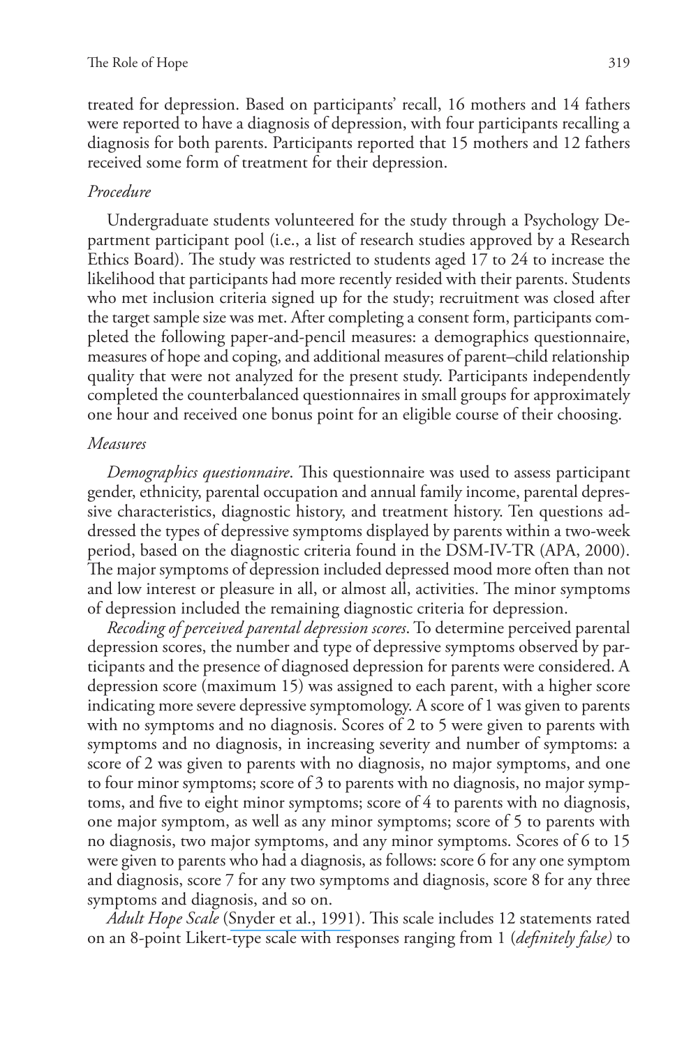treated for depression. Based on participants' recall, 16 mothers and 14 fathers were reported to have a diagnosis of depression, with four participants recalling a diagnosis for both parents. Participants reported that 15 mothers and 12 fathers received some form of treatment for their depression.

### *Procedure*

Undergraduate students volunteered for the study through a Psychology Department participant pool (i.e., a list of research studies approved by a Research Ethics Board). The study was restricted to students aged 17 to 24 to increase the likelihood that participants had more recently resided with their parents. Students who met inclusion criteria signed up for the study; recruitment was closed after the target sample size was met. After completing a consent form, participants completed the following paper-and-pencil measures: a demographics questionnaire, measures of hope and coping, and additional measures of parent–child relationship quality that were not analyzed for the present study. Participants independently completed the counterbalanced questionnaires in small groups for approximately one hour and received one bonus point for an eligible course of their choosing.

### *Measures*

*Demographics questionnaire*. This questionnaire was used to assess participant gender, ethnicity, parental occupation and annual family income, parental depressive characteristics, diagnostic history, and treatment history. Ten questions addressed the types of depressive symptoms displayed by parents within a two-week period, based on the diagnostic criteria found in the DSM-IV-TR (APA, 2000). The major symptoms of depression included depressed mood more often than not and low interest or pleasure in all, or almost all, activities. The minor symptoms of depression included the remaining diagnostic criteria for depression.

*Recoding of perceived parental depression scores*. To determine perceived parental depression scores, the number and type of depressive symptoms observed by participants and the presence of diagnosed depression for parents were considered. A depression score (maximum 15) was assigned to each parent, with a higher score indicating more severe depressive symptomology. A score of 1 was given to parents with no symptoms and no diagnosis. Scores of 2 to 5 were given to parents with symptoms and no diagnosis, in increasing severity and number of symptoms: a score of 2 was given to parents with no diagnosis, no major symptoms, and one to four minor symptoms; score of 3 to parents with no diagnosis, no major symptoms, and five to eight minor symptoms; score of 4 to parents with no diagnosis, one major symptom, as well as any minor symptoms; score of 5 to parents with no diagnosis, two major symptoms, and any minor symptoms. Scores of 6 to 15 were given to parents who had a diagnosis, as follows: score 6 for any one symptom and diagnosis, score 7 for any two symptoms and diagnosis, score 8 for any three symptoms and diagnosis, and so on.

*Adult Hope Scale* (Snyder et al., 1991). This scale includes 12 statements rated on an 8-point Likert-type scale with responses ranging from 1 (*definitely false)* to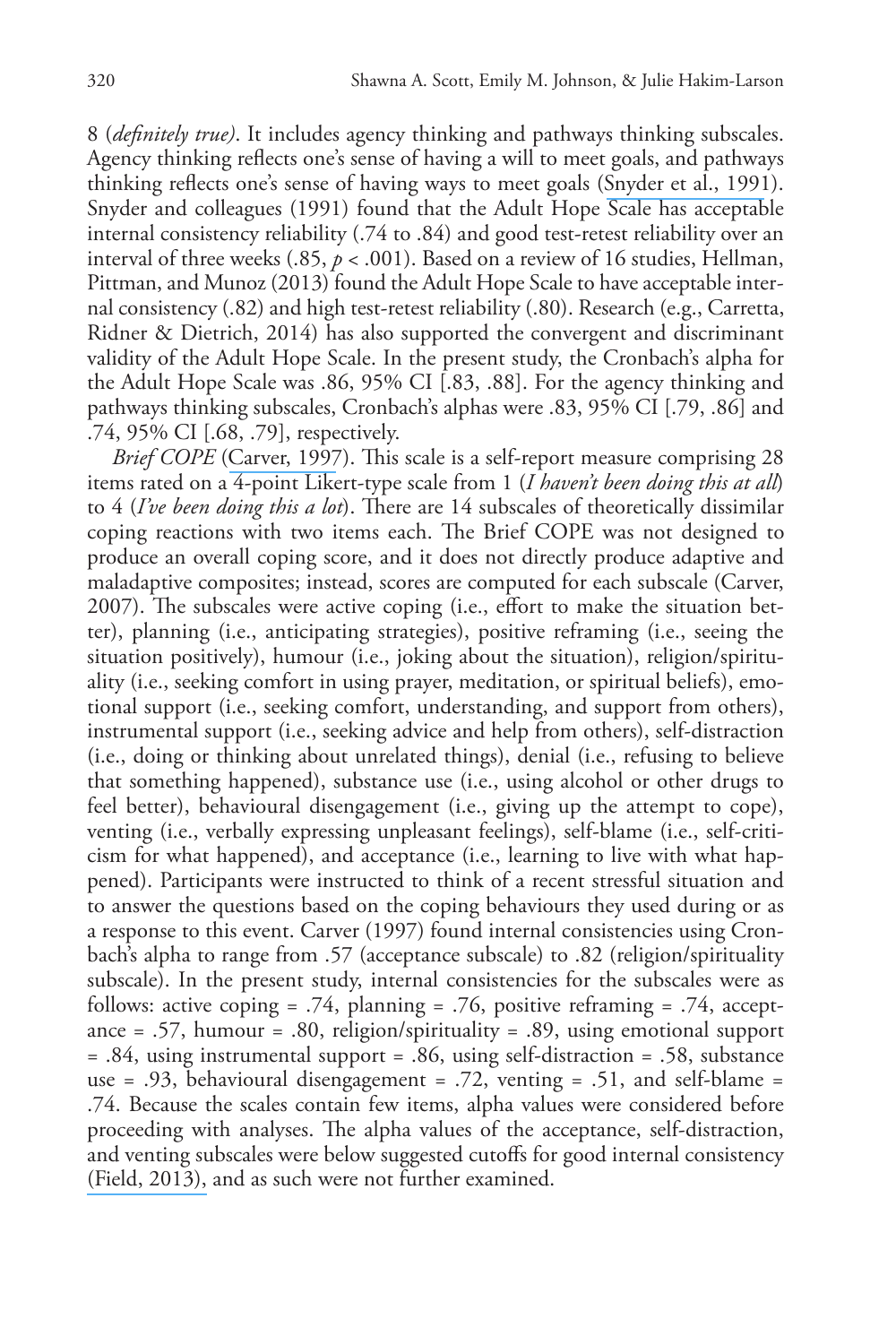8 (*definitely true*). It includes agency thinking and pathways thinking subscales. Agency thinking reflects one's sense of having a will to meet goals, and pathways thinking reflects one's sense of having ways to meet goals (Snyder et al., 1991). Snyder and colleagues (1991) found that the Adult Hope Scale has acceptable internal consistency reliability (.74 to .84) and good test-retest reliability over an interval of three weeks (.85, $p < .001$). Based on a review of 16 studies, Hellman, Pittman, and Munoz (2013) found the Adult Hope Scale to have acceptable internal consistency (.82) and high test-retest reliability (.80). Research (e.g., Carretta, Ridner & Dietrich, 2014) has also supported the convergent and discriminant validity of the Adult Hope Scale. In the present study, the Cronbach's alpha for the Adult Hope Scale was .86, 95% CI [.83, .88]. For the agency thinking and pathways thinking subscales, Cronbach's alphas were .83, 95% CI [.79, .86] and .74, 95% CI [.68, .79], respectively.

*Brief COPE* (Carver, 1997). This scale is a self-report measure comprising 28 items rated on a 4-point Likert-type scale from 1 (*I haven't been doing this at all*) to 4 (*I've been doing this a lot*). There are 14 subscales of theoretically dissimilar coping reactions with two items each. The Brief COPE was not designed to produce an overall coping score, and it does not directly produce adaptive and maladaptive composites; instead, scores are computed for each subscale (Carver, 2007). The subscales were active coping (i.e., effort to make the situation better), planning (i.e., anticipating strategies), positive reframing (i.e., seeing the situation positively), humour (i.e., joking about the situation), religion/spirituality (i.e., seeking comfort in using prayer, meditation, or spiritual beliefs), emotional support (i.e., seeking comfort, understanding, and support from others), instrumental support (i.e., seeking advice and help from others), self-distraction (i.e., doing or thinking about unrelated things), denial (i.e., refusing to believe that something happened), substance use (i.e., using alcohol or other drugs to feel better), behavioural disengagement (i.e., giving up the attempt to cope), venting (i.e., verbally expressing unpleasant feelings), self-blame (i.e., self-criticism for what happened), and acceptance (i.e., learning to live with what happened). Participants were instructed to think of a recent stressful situation and to answer the questions based on the coping behaviours they used during or as a response to this event. Carver (1997) found internal consistencies using Cronbach's alpha to range from .57 (acceptance subscale) to .82 (religion/spirituality subscale). In the present study, internal consistencies for the subscales were as follows: active coping = .74, planning = .76, positive reframing = .74, acceptance = .57, humour = .80, religion/spirituality = .89, using emotional support = .84, using instrumental support = .86, using self-distraction = .58, substance use = .93, behavioural disengagement = .72, venting = .51, and self-blame = .74. Because the scales contain few items, alpha values were considered before proceeding with analyses. The alpha values of the acceptance, self-distraction, and venting subscales were below suggested cutoffs for good internal consistency (Field, 2013), and as such were not further examined.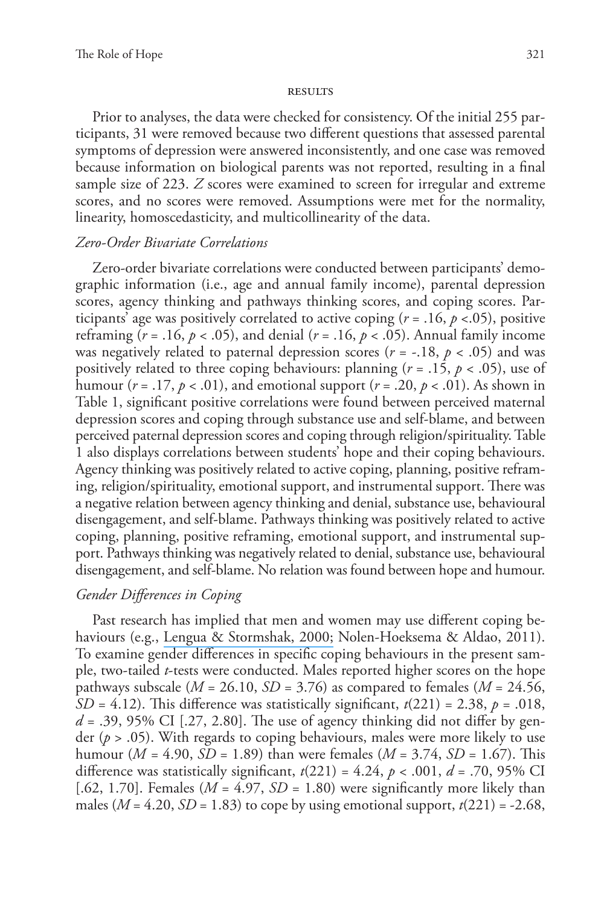## RESULTS

Prior to analyses, the data were checked for consistency. Of the initial 255 participants, 31 were removed because two different questions that assessed parental symptoms of depression were answered inconsistently, and one case was removed because information on biological parents was not reported, resulting in a final sample size of 223. *Z* scores were examined to screen for irregular and extreme scores, and no scores were removed. Assumptions were met for the normality, linearity, homoscedasticity, and multicollinearity of the data.

### *Zero-Order Bivariate Correlations*

Zero-order bivariate correlations were conducted between participants' demographic information (i.e., age and annual family income), parental depression scores, agency thinking and pathways thinking scores, and coping scores. Participants' age was positively correlated to active coping ($r$ = .16, $p$ <.05), positive reframing ($r$ = .16, $p$ < .05), and denial ($r$ = .16, $p$ < .05). Annual family income was negatively related to paternal depression scores ($r$ = -.18, $p$ < .05) and was positively related to three coping behaviours: planning ($r$ = .15, $p$ < .05), use of humour ($r$ = .17, $p$ < .01), and emotional support ($r$ = .20, $p$ < .01). As shown in Table 1, significant positive correlations were found between perceived maternal depression scores and coping through substance use and self-blame, and between perceived paternal depression scores and coping through religion/spirituality. Table 1 also displays correlations between students' hope and their coping behaviours. Agency thinking was positively related to active coping, planning, positive reframing, religion/spirituality, emotional support, and instrumental support. There was a negative relation between agency thinking and denial, substance use, behavioural disengagement, and self-blame. Pathways thinking was positively related to active coping, planning, positive reframing, emotional support, and instrumental support. Pathways thinking was negatively related to denial, substance use, behavioural disengagement, and self-blame. No relation was found between hope and humour.

### *Gender Differences in Coping*

Past research has implied that men and women may use different coping behaviours (e.g., Lengua & Stormshak, 2000; Nolen-Hoeksema & Aldao, 2011). To examine gender differences in specific coping behaviours in the present sample, two-tailed *t*-tests were conducted. Males reported higher scores on the hope pathways subscale ($M$ = 26.10, $SD$ = 3.76) as compared to females ($M$ = 24.56, $SD$ = 4.12). This difference was statistically significant, $t$(221) = 2.38, $p$ = .018, $d$ = .39, 95% CI [.27, 2.80]. The use of agency thinking did not differ by gender ($p$ > .05). With regards to coping behaviours, males were more likely to use humour ($M$ = 4.90, $SD$ = 1.89) than were females ($M$ = 3.74, $SD$ = 1.67). This difference was statistically significant, $t$(221) = 4.24, $p$ < .001, $d$ = .70, 95% CI [.62, 1.70]. Females ($M$ = 4.97, $SD$ = 1.80) were significantly more likely than males ($M$ = 4.20, $SD$ = 1.83) to cope by using emotional support, $t$(221) = -2.68,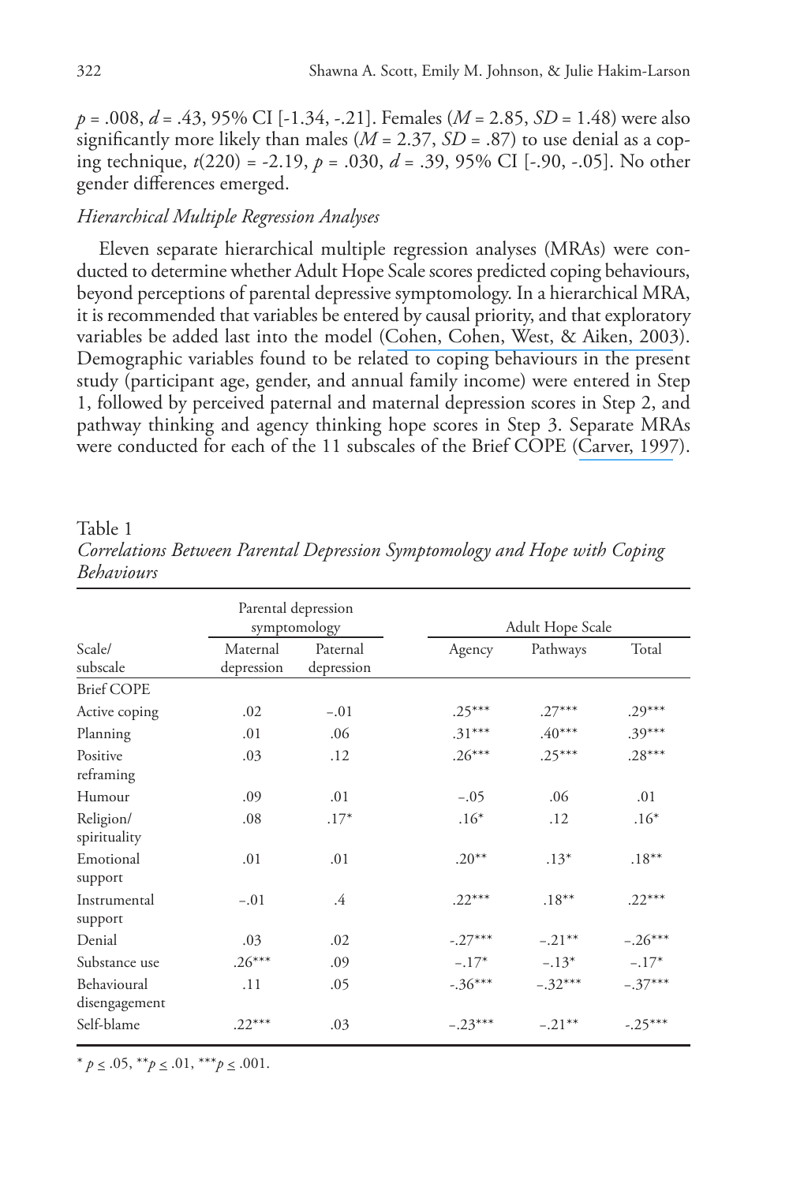$p$ = .008, $d$ = .43, 95% CI [-1.34, -.21]. Females ($M$ = 2.85, $SD$ = 1.48) were also significantly more likely than males ($M$ = 2.37, $SD$ = .87) to use denial as a coping technique, $t$(220) = -2.19, $p$ = .030, $d$ = .39, 95% CI [-.90, -.05]. No other gender differences emerged.

### *Hierarchical Multiple Regression Analyses*

Eleven separate hierarchical multiple regression analyses (MRAs) were conducted to determine whether Adult Hope Scale scores predicted coping behaviours, beyond perceptions of parental depressive symptomology. In a hierarchical MRA, it is recommended that variables be entered by causal priority, and that exploratory variables be added last into the model (Cohen, Cohen, West, & Aiken, 2003). Demographic variables found to be related to coping behaviours in the present study (participant age, gender, and annual family income) were entered in Step 1, followed by perceived paternal and maternal depression scores in Step 2, and pathway thinking and agency thinking hope scores in Step 3. Separate MRAs were conducted for each of the 11 subscales of the Brief COPE (Carver, 1997).

Table 1
*Correlations Between Parental Depression Symptomology and Hope with Coping Behaviours*

| | Parental depression symptomology | | Adult Hope Scale | | |
|---|---|---|---|---|---|
| Scale/ subscale | Maternal depression | Paternal depression | Agency | Pathways | Total |
| Brief COPE | | | | | |
| Active coping | .02 | −.01 | .25*** | .27*** | .29*** |
| Planning | .01 | .06 | .31*** | .40*** | .39*** |
| Positive reframing | .03 | .12 | .26*** | .25*** | .28*** |
| Humour | .09 | .01 | −.05 | .06 | .01 |
| Religion/ spirituality | .08 | .17* | .16* | .12 | .16* |
| Emotional support | .01 | .01 | .20** | .13* | .18** |
| Instrumental support | −.01 | .4 | .22*** | .18** | .22*** |
| Denial | .03 | .02 | -.27*** | −.21** | −.26*** |
| Substance use | .26*** | .09 | −.17* | −.13* | −.17* |
| Behavioural disengagement | .11 | .05 | -.36*** | −.32*** | −.37*** |
| Self-blame | .22*** | .03 | −.23*** | −.21** | -.25*** |

* $p \leq .05$, ** $p \leq .01$, *** $p \leq .001$.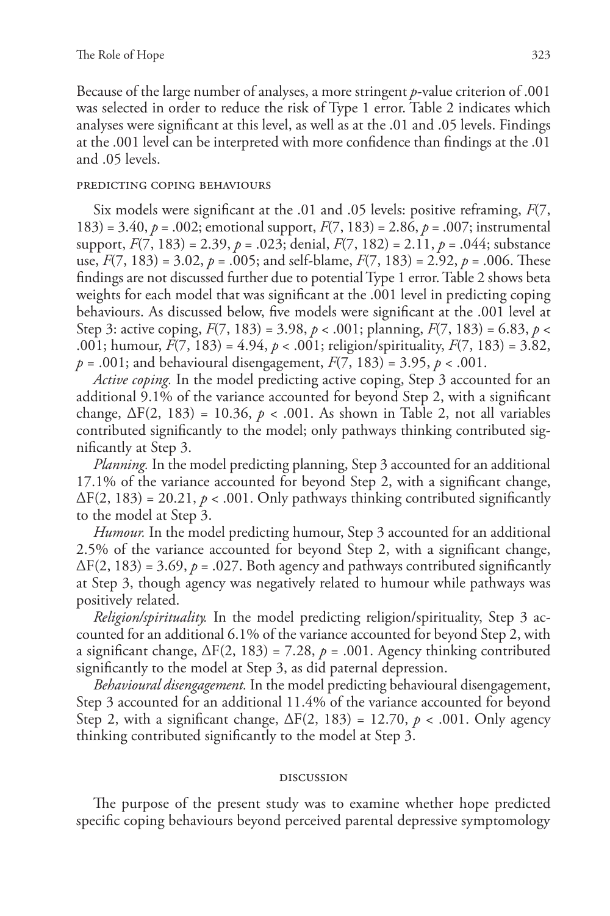Because of the large number of analyses, a more stringent *p*-value criterion of .001 was selected in order to reduce the risk of Type 1 error. Table 2 indicates which analyses were significant at this level, as well as at the .01 and .05 levels. Findings at the .001 level can be interpreted with more confidence than findings at the .01 and .05 levels.

### PREDICTING COPING BEHAVIOURS

Six models were significant at the .01 and .05 levels: positive reframing, $F(7, 183) = 3.40$, $p = .002$; emotional support, $F(7, 183) = 2.86$, $p = .007$; instrumental support, $F(7, 183) = 2.39$, $p = .023$; denial, $F(7, 182) = 2.11$, $p = .044$; substance use, $F(7, 183) = 3.02$, $p = .005$; and self-blame, $F(7, 183) = 2.92$, $p = .006$. These findings are not discussed further due to potential Type 1 error. Table 2 shows beta weights for each model that was significant at the .001 level in predicting coping behaviours. As discussed below, five models were significant at the .001 level at Step 3: active coping, $F(7, 183) = 3.98$, $p < .001$; planning, $F(7, 183) = 6.83$, $p < .001$; humour, $F(7, 183) = 4.94$, $p < .001$; religion/spirituality, $F(7, 183) = 3.82$, $p = .001$; and behavioural disengagement, $F(7, 183) = 3.95$, $p < .001$.

*Active coping.* In the model predicting active coping, Step 3 accounted for an additional 9.1% of the variance accounted for beyond Step 2, with a significant change, $\Delta F(2, 183) = 10.36$, $p < .001$. As shown in Table 2, not all variables contributed significantly to the model; only pathways thinking contributed significantly at Step 3.

*Planning.* In the model predicting planning, Step 3 accounted for an additional 17.1% of the variance accounted for beyond Step 2, with a significant change, $\Delta F(2, 183) = 20.21$, $p < .001$. Only pathways thinking contributed significantly to the model at Step 3.

*Humour.* In the model predicting humour, Step 3 accounted for an additional 2.5% of the variance accounted for beyond Step 2, with a significant change, $\Delta F(2, 183) = 3.69$, $p = .027$. Both agency and pathways contributed significantly at Step 3, though agency was negatively related to humour while pathways was positively related.

*Religion/spirituality.* In the model predicting religion/spirituality, Step 3 accounted for an additional 6.1% of the variance accounted for beyond Step 2, with a significant change, $\Delta F(2, 183) = 7.28$, $p = .001$. Agency thinking contributed significantly to the model at Step 3, as did paternal depression.

*Behavioural disengagement.* In the model predicting behavioural disengagement, Step 3 accounted for an additional 11.4% of the variance accounted for beyond Step 2, with a significant change, $\Delta F(2, 183) = 12.70$, $p < .001$. Only agency thinking contributed significantly to the model at Step 3.

## DISCUSSION

The purpose of the present study was to examine whether hope predicted specific coping behaviours beyond perceived parental depressive symptomology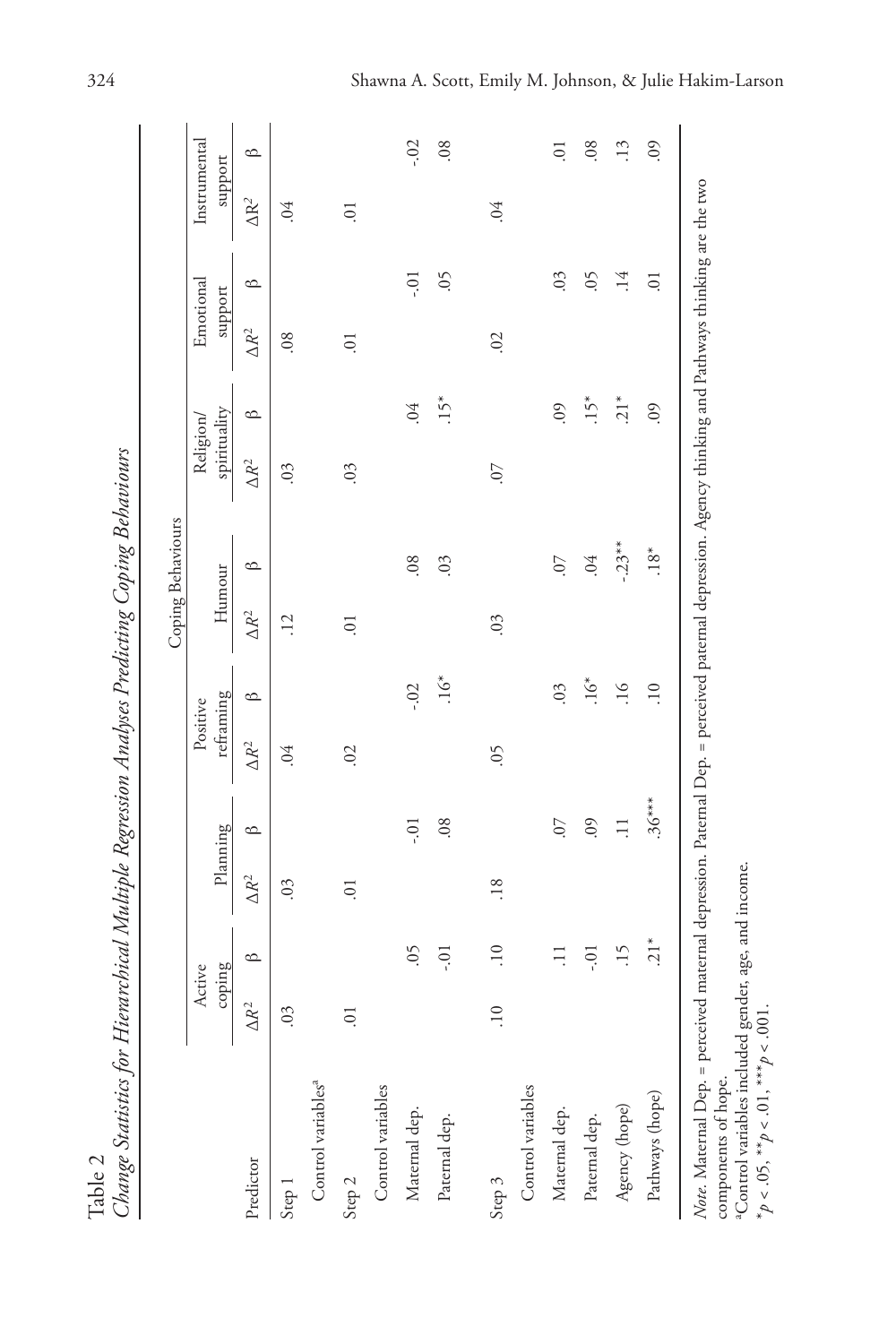Table 2

*Change Statistics for Hierarchical Multiple Regression Analyses Predicting Coping Behaviours*

| | Coping Behaviours | | | | | | | | | | | | | |
|---|---|---|---|---|---|---|---|---|---|---|---|---|---|---|
| | Active coping | | Planning | | Positive reframing | | Humour | | Religion/ spirituality | | Emotional support | | Instrumental support | |
| Predictor | $\Delta R^2$ | β | $\Delta R^2$ | β | $\Delta R^2$ | β | $\Delta R^2$ | β | $\Delta R^2$ | β | $\Delta R^2$ | β | $\Delta R^2$ | β |
| Step 1 | .03 | | .03 | | .04 | | .12 | | .03 | | .08 | | .04 | |
| Control variables[a] | | | | | | | | | | | | | | |
| Step 2 | .01 | | .01 | | .02 | | .01 | | .03 | | .01 | | .01 | |
| Control variables | | | | | | | | | | | | | | |
| Maternal dep. | | .05 | | -.01 | | -.02 | | .08 | | .04 | | -.01 | | -.02 |
| Paternal dep. | | -.01 | | .08 | | .16* | | .03 | | .15* | | .05 | | .08 |
| Step 3 | .10 | .10 | .18 | | .05 | | .03 | | .07 | | .02 | | .04 | |
| Control variables | | | | | | | | | | | | | | |
| Maternal dep. | | .11 | | .07 | | .03 | | .07 | | .09 | | .03 | | .01 |
| Paternal dep. | | -.01 | | .09 | | .16* | | .04 | | .15* | | .05 | | .08 |
| Agency (hope) | | .15 | | .11 | | .16 | | -.23** | | .21* | | .14 | | .13 |
| Pathways (hope) | | .21* | | .36*** | | .10 | | .18* | | .09 | | .01 | | .09 |

*Note.* Maternal Dep. = perceived maternal depression. Paternal Dep. = perceived paternal depression. Agency thinking and Pathways thinking are the two components of hope.

[a]Control variables included gender, age, and income.

*$p < .05$, **$p < .01$, ***$p < .001$.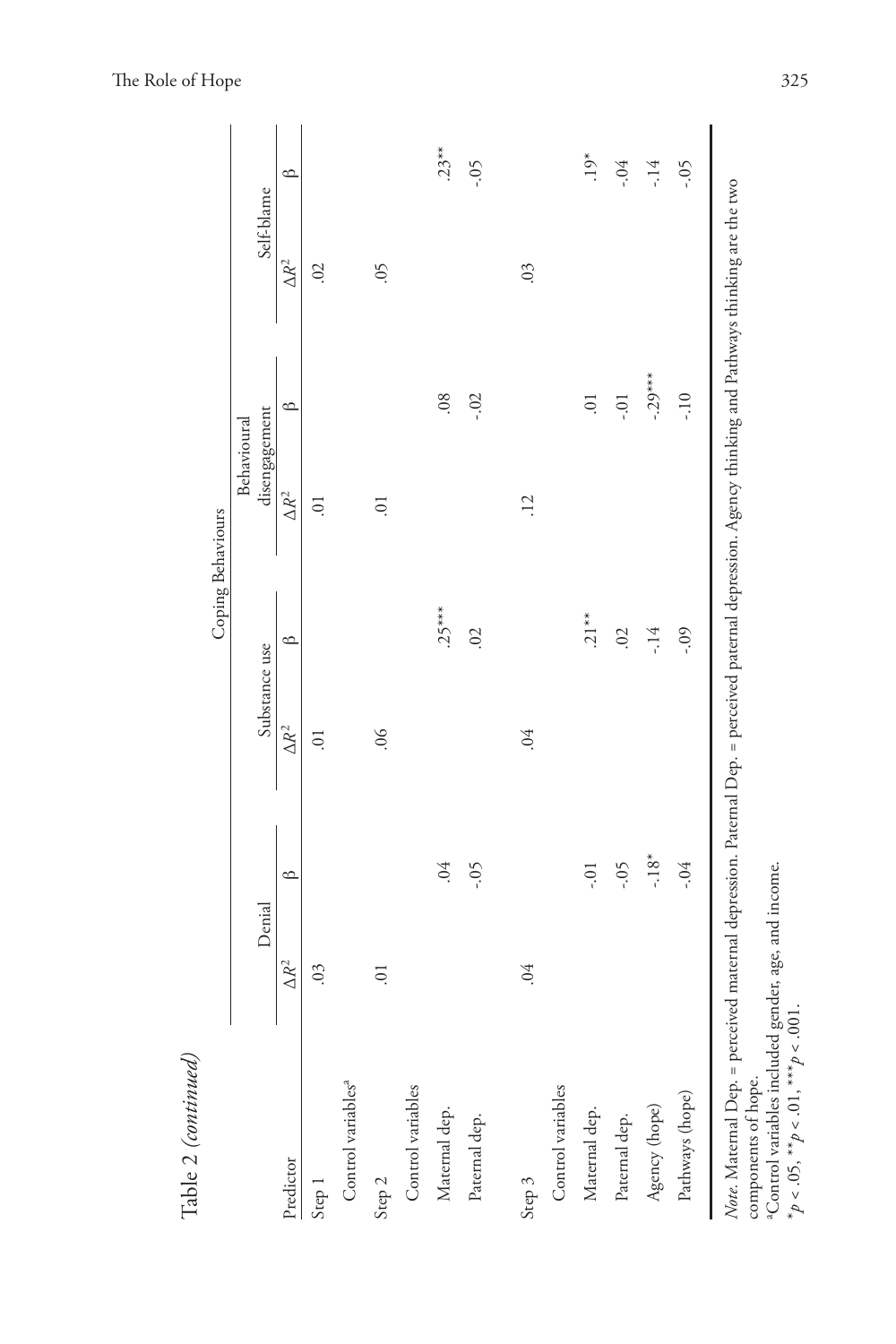Table 2 *(continued)*

| Predictor | Coping Behaviours | | | | | | | |
|---|---|---|---|---|---|---|---|---|
| | Denial | | Substance use | | Behavioural disengagement | | Self-blame | |
| | $\Delta R^2$ | β | $\Delta R^2$ | β | $\Delta R^2$ | β | $\Delta R^2$ | β |
| Step 1 | .03 | | .01 | | .01 | | .02 | |
| Control variables[a] | | | | | | | | |
| Step 2 | .01 | | .06 | | .01 | | .05 | |
| Control variables | | | | | | | | |
| Maternal dep. | | .04 | | .25*** | | .08 | | .23** |
| Paternal dep. | | -.05 | | .02 | | -.02 | | -.05 |
| Step 3 | .04 | | .04 | | .12 | | .03 | |
| Control variables | | | | | | | | |
| Maternal dep. | | -.01 | | .21** | | .01 | | .19* |
| Paternal dep. | | -.05 | | .02 | | -.01 | | -.04 |
| Agency (hope) | | -.18* | | -.14 | | -.29*** | | -.14 |
| Pathways (hope) | | -.04 | | -.09 | | -.10 | | -.05 |

*Note*. Maternal Dep. = perceived maternal depression. Paternal Dep. = perceived paternal depression. Agency thinking and Pathways thinking are the two components of hope.

[a]Control variables included gender, age, and income.

*$p < .05$, **$p < .01$, ***$p < .001$.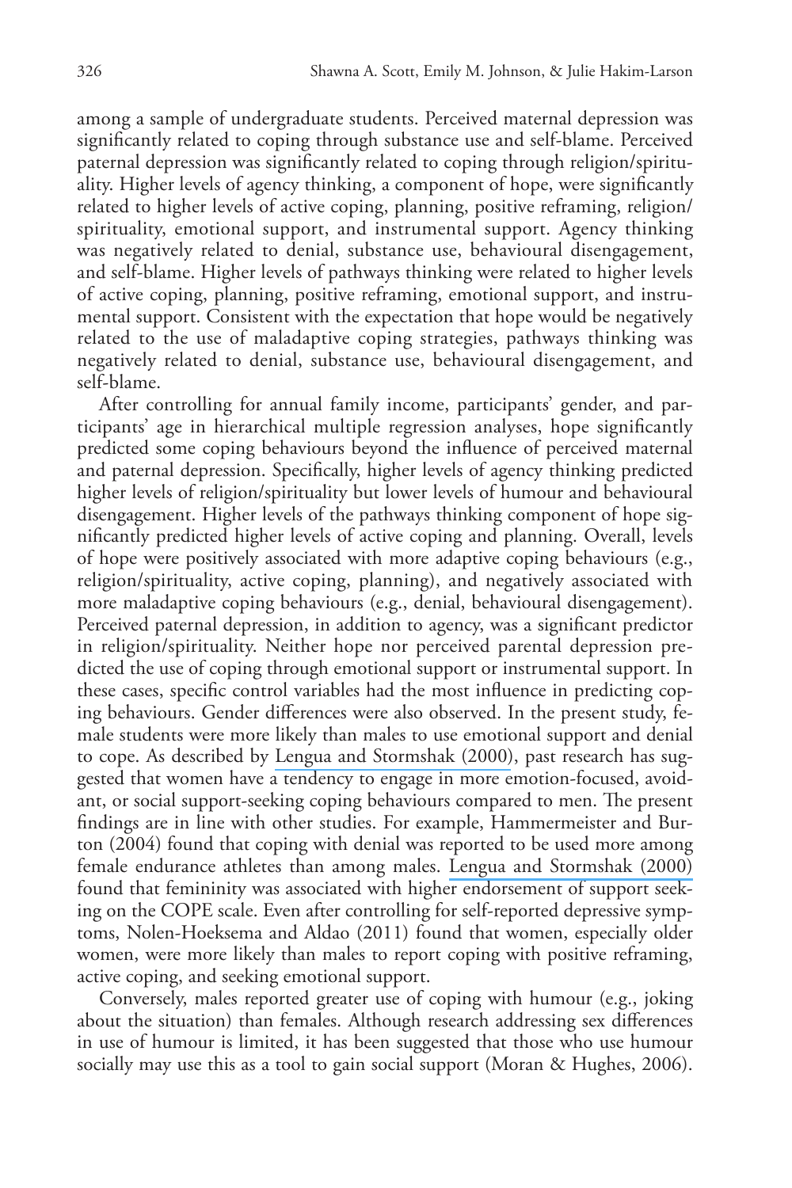among a sample of undergraduate students. Perceived maternal depression was significantly related to coping through substance use and self-blame. Perceived paternal depression was significantly related to coping through religion/spirituality. Higher levels of agency thinking, a component of hope, were significantly related to higher levels of active coping, planning, positive reframing, religion/spirituality, emotional support, and instrumental support. Agency thinking was negatively related to denial, substance use, behavioural disengagement, and self-blame. Higher levels of pathways thinking were related to higher levels of active coping, planning, positive reframing, emotional support, and instrumental support. Consistent with the expectation that hope would be negatively related to the use of maladaptive coping strategies, pathways thinking was negatively related to denial, substance use, behavioural disengagement, and self-blame.

After controlling for annual family income, participants' gender, and participants' age in hierarchical multiple regression analyses, hope significantly predicted some coping behaviours beyond the influence of perceived maternal and paternal depression. Specifically, higher levels of agency thinking predicted higher levels of religion/spirituality but lower levels of humour and behavioural disengagement. Higher levels of the pathways thinking component of hope significantly predicted higher levels of active coping and planning. Overall, levels of hope were positively associated with more adaptive coping behaviours (e.g., religion/spirituality, active coping, planning), and negatively associated with more maladaptive coping behaviours (e.g., denial, behavioural disengagement). Perceived paternal depression, in addition to agency, was a significant predictor in religion/spirituality. Neither hope nor perceived parental depression predicted the use of coping through emotional support or instrumental support. In these cases, specific control variables had the most influence in predicting coping behaviours. Gender differences were also observed. In the present study, female students were more likely than males to use emotional support and denial to cope. As described by Lengua and Stormshak (2000), past research has suggested that women have a tendency to engage in more emotion-focused, avoidant, or social support-seeking coping behaviours compared to men. The present findings are in line with other studies. For example, Hammermeister and Burton (2004) found that coping with denial was reported to be used more among female endurance athletes than among males. Lengua and Stormshak (2000) found that femininity was associated with higher endorsement of support seeking on the COPE scale. Even after controlling for self-reported depressive symptoms, Nolen-Hoeksema and Aldao (2011) found that women, especially older women, were more likely than males to report coping with positive reframing, active coping, and seeking emotional support.

Conversely, males reported greater use of coping with humour (e.g., joking about the situation) than females. Although research addressing sex differences in use of humour is limited, it has been suggested that those who use humour socially may use this as a tool to gain social support (Moran & Hughes, 2006).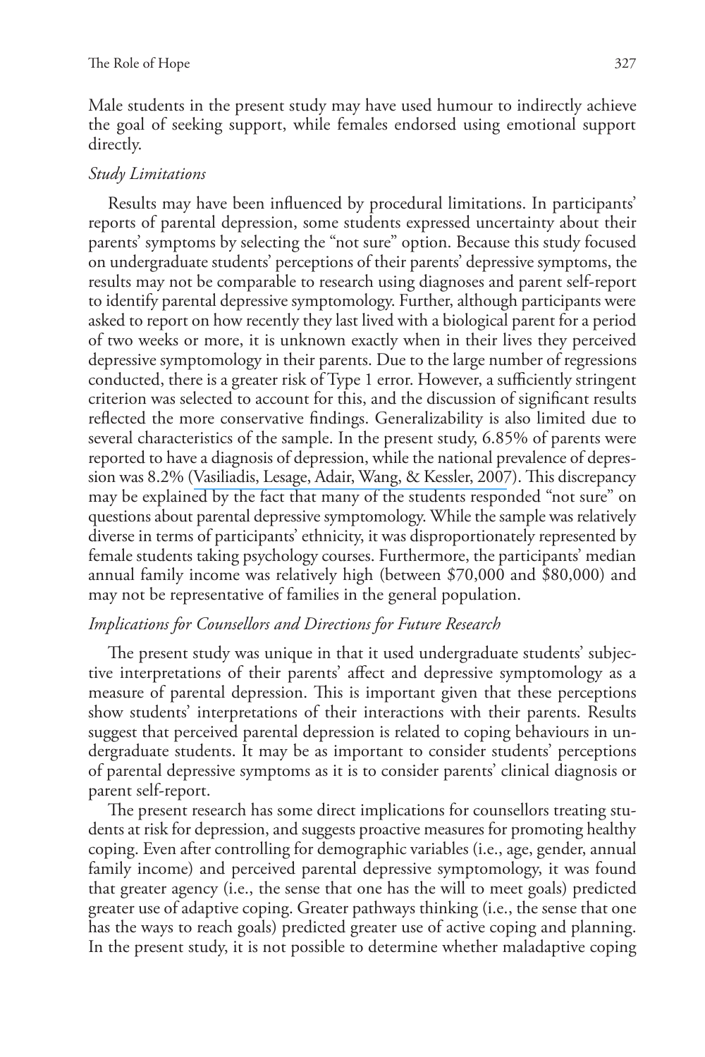Male students in the present study may have used humour to indirectly achieve the goal of seeking support, while females endorsed using emotional support directly.

### *Study Limitations*

Results may have been influenced by procedural limitations. In participants' reports of parental depression, some students expressed uncertainty about their parents' symptoms by selecting the "not sure" option. Because this study focused on undergraduate students' perceptions of their parents' depressive symptoms, the results may not be comparable to research using diagnoses and parent self-report to identify parental depressive symptomology. Further, although participants were asked to report on how recently they last lived with a biological parent for a period of two weeks or more, it is unknown exactly when in their lives they perceived depressive symptomology in their parents. Due to the large number of regressions conducted, there is a greater risk of Type 1 error. However, a sufficiently stringent criterion was selected to account for this, and the discussion of significant results reflected the more conservative findings. Generalizability is also limited due to several characteristics of the sample. In the present study, 6.85% of parents were reported to have a diagnosis of depression, while the national prevalence of depression was 8.2% (Vasiliadis, Lesage, Adair, Wang, & Kessler, 2007). This discrepancy may be explained by the fact that many of the students responded "not sure" on questions about parental depressive symptomology. While the sample was relatively diverse in terms of participants' ethnicity, it was disproportionately represented by female students taking psychology courses. Furthermore, the participants' median annual family income was relatively high (between $70,000 and $80,000) and may not be representative of families in the general population.

### *Implications for Counsellors and Directions for Future Research*

The present study was unique in that it used undergraduate students' subjective interpretations of their parents' affect and depressive symptomology as a measure of parental depression. This is important given that these perceptions show students' interpretations of their interactions with their parents. Results suggest that perceived parental depression is related to coping behaviours in undergraduate students. It may be as important to consider students' perceptions of parental depressive symptoms as it is to consider parents' clinical diagnosis or parent self-report.

The present research has some direct implications for counsellors treating students at risk for depression, and suggests proactive measures for promoting healthy coping. Even after controlling for demographic variables (i.e., age, gender, annual family income) and perceived parental depressive symptomology, it was found that greater agency (i.e., the sense that one has the will to meet goals) predicted greater use of adaptive coping. Greater pathways thinking (i.e., the sense that one has the ways to reach goals) predicted greater use of active coping and planning. In the present study, it is not possible to determine whether maladaptive coping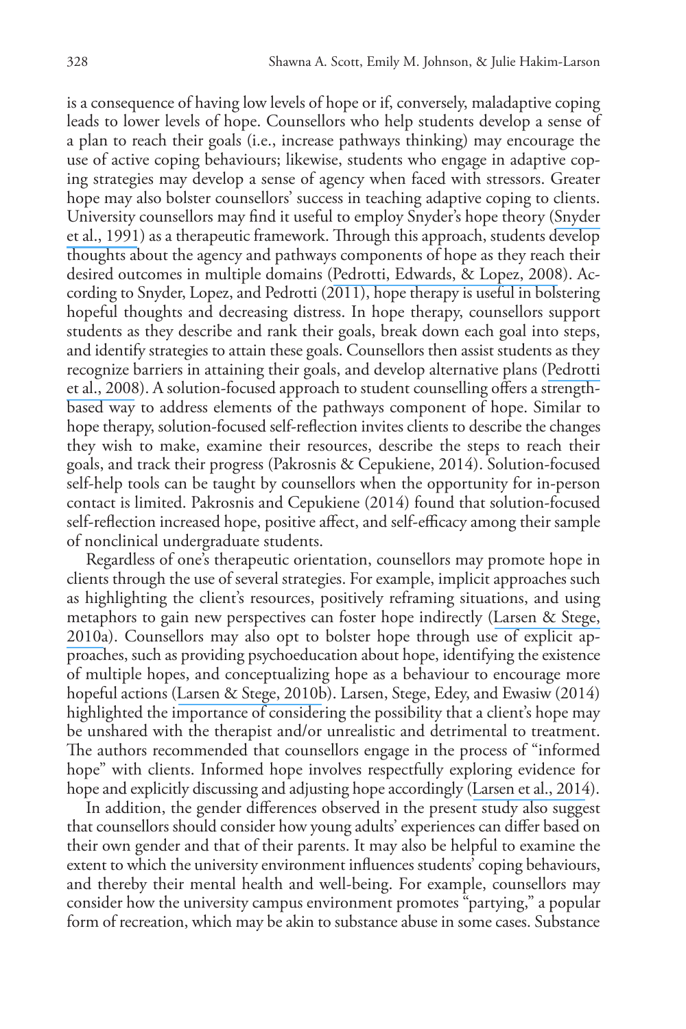is a consequence of having low levels of hope or if, conversely, maladaptive coping leads to lower levels of hope. Counsellors who help students develop a sense of a plan to reach their goals (i.e., increase pathways thinking) may encourage the use of active coping behaviours; likewise, students who engage in adaptive coping strategies may develop a sense of agency when faced with stressors. Greater hope may also bolster counsellors' success in teaching adaptive coping to clients. University counsellors may find it useful to employ Snyder's hope theory (Snyder et al., 1991) as a therapeutic framework. Through this approach, students develop thoughts about the agency and pathways components of hope as they reach their desired outcomes in multiple domains (Pedrotti, Edwards, & Lopez, 2008). According to Snyder, Lopez, and Pedrotti (2011), hope therapy is useful in bolstering hopeful thoughts and decreasing distress. In hope therapy, counsellors support students as they describe and rank their goals, break down each goal into steps, and identify strategies to attain these goals. Counsellors then assist students as they recognize barriers in attaining their goals, and develop alternative plans (Pedrotti et al., 2008). A solution-focused approach to student counselling offers a strength-based way to address elements of the pathways component of hope. Similar to hope therapy, solution-focused self-reflection invites clients to describe the changes they wish to make, examine their resources, describe the steps to reach their goals, and track their progress (Pakrosnis & Cepukiene, 2014). Solution-focused self-help tools can be taught by counsellors when the opportunity for in-person contact is limited. Pakrosnis and Cepukiene (2014) found that solution-focused self-reflection increased hope, positive affect, and self-efficacy among their sample of nonclinical undergraduate students.

Regardless of one's therapeutic orientation, counsellors may promote hope in clients through the use of several strategies. For example, implicit approaches such as highlighting the client's resources, positively reframing situations, and using metaphors to gain new perspectives can foster hope indirectly (Larsen & Stege, 2010a). Counsellors may also opt to bolster hope through use of explicit approaches, such as providing psychoeducation about hope, identifying the existence of multiple hopes, and conceptualizing hope as a behaviour to encourage more hopeful actions (Larsen & Stege, 2010b). Larsen, Stege, Edey, and Ewasiw (2014) highlighted the importance of considering the possibility that a client's hope may be unshared with the therapist and/or unrealistic and detrimental to treatment. The authors recommended that counsellors engage in the process of "informed hope" with clients. Informed hope involves respectfully exploring evidence for hope and explicitly discussing and adjusting hope accordingly (Larsen et al., 2014).

In addition, the gender differences observed in the present study also suggest that counsellors should consider how young adults' experiences can differ based on their own gender and that of their parents. It may also be helpful to examine the extent to which the university environment influences students' coping behaviours, and thereby their mental health and well-being. For example, counsellors may consider how the university campus environment promotes "partying," a popular form of recreation, which may be akin to substance abuse in some cases. Substance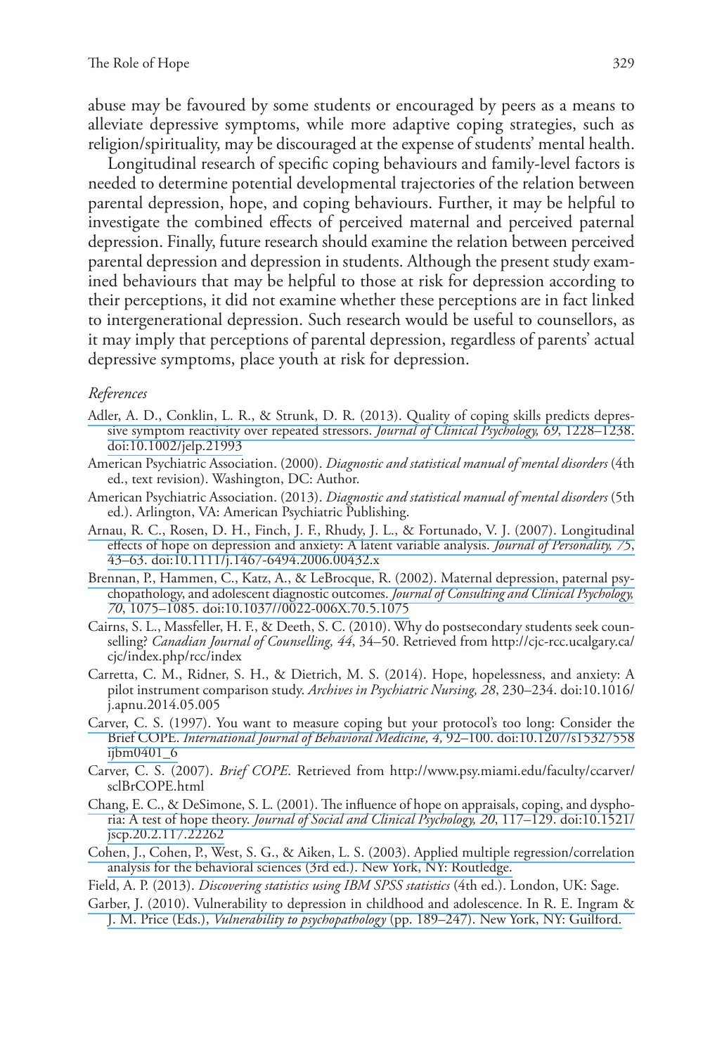abuse may be favoured by some students or encouraged by peers as a means to alleviate depressive symptoms, while more adaptive coping strategies, such as religion/spirituality, may be discouraged at the expense of students' mental health.

Longitudinal research of specific coping behaviours and family-level factors is needed to determine potential developmental trajectories of the relation between parental depression, hope, and coping behaviours. Further, it may be helpful to investigate the combined effects of perceived maternal and perceived paternal depression. Finally, future research should examine the relation between perceived parental depression and depression in students. Although the present study examined behaviours that may be helpful to those at risk for depression according to their perceptions, it did not examine whether these perceptions are in fact linked to intergenerational depression. Such research would be useful to counsellors, as it may imply that perceptions of parental depression, regardless of parents' actual depressive symptoms, place youth at risk for depression.

*References*

Adler, A. D., Conklin, L. R., & Strunk, D. R. (2013). Quality of coping skills predicts depressive symptom reactivity over repeated stressors. *Journal of Clinical Psychology, 69*, 1228–1238. doi:10.1002/jclp.21993

American Psychiatric Association. (2000). *Diagnostic and statistical manual of mental disorders* (4th ed., text revision). Washington, DC: Author.

American Psychiatric Association. (2013). *Diagnostic and statistical manual of mental disorders* (5th ed.). Arlington, VA: American Psychiatric Publishing.

Arnau, R. C., Rosen, D. H., Finch, J. F., Rhudy, J. L., & Fortunado, V. J. (2007). Longitudinal effects of hope on depression and anxiety: A latent variable analysis. *Journal of Personality, 75*, 43–63. doi:10.1111/j.1467-6494.2006.00432.x

Brennan, P., Hammen, C., Katz, A., & LeBrocque, R. (2002). Maternal depression, paternal psychopathology, and adolescent diagnostic outcomes. *Journal of Consulting and Clinical Psychology, 70*, 1075–1085. doi:10.1037//0022-006X.70.5.1075

Cairns, S. L., Massfeller, H. F., & Deeth, S. C. (2010). Why do postsecondary students seek counselling? *Canadian Journal of Counselling, 44*, 34–50. Retrieved from http://cjc-rcc.ucalgary.ca/cjc/index.php/rcc/index

Carretta, C. M., Ridner, S. H., & Dietrich, M. S. (2014). Hope, hopelessness, and anxiety: A pilot instrument comparison study. *Archives in Psychiatric Nursing, 28*, 230–234. doi:10.1016/j.apnu.2014.05.005

Carver, C. S. (1997). You want to measure coping but your protocol's too long: Consider the Brief COPE. *International Journal of Behavioral Medicine, 4,* 92–100. doi:10.1207/s15327558ijbm0401_6

Carver, C. S. (2007). *Brief COPE.* Retrieved from http://www.psy.miami.edu/faculty/ccarver/sclBrCOPE.html

Chang, E. C., & DeSimone, S. L. (2001). The influence of hope on appraisals, coping, and dysphoria: A test of hope theory. *Journal of Social and Clinical Psychology, 20*, 117–129. doi:10.1521/jscp.20.2.117.22262

Cohen, J., Cohen, P., West, S. G., & Aiken, L. S. (2003). Applied multiple regression/correlation analysis for the behavioral sciences (3rd ed.). New York, NY: Routledge.

Field, A. P. (2013). *Discovering statistics using IBM SPSS statistics* (4th ed.). London, UK: Sage.

Garber, J. (2010). Vulnerability to depression in childhood and adolescence. In R. E. Ingram & J. M. Price (Eds.), *Vulnerability to psychopathology* (pp. 189–247). New York, NY: Guilford.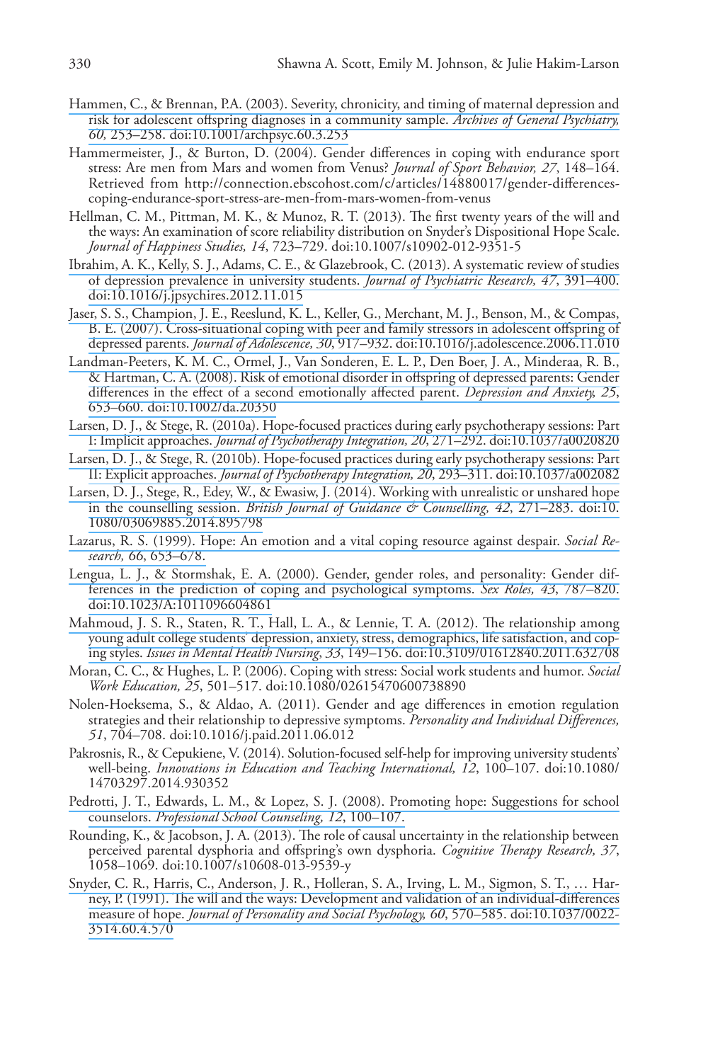Hammen, C., & Brennan, P.A. (2003). Severity, chronicity, and timing of maternal depression and risk for adolescent offspring diagnoses in a community sample. *Archives of General Psychiatry, 60,* 253–258. doi:10.1001/archpsyc.60.3.253

Hammermeister, J., & Burton, D. (2004). Gender differences in coping with endurance sport stress: Are men from Mars and women from Venus? *Journal of Sport Behavior, 27*, 148–164. Retrieved from http://connection.ebscohost.com/c/articles/14880017/gender-differences-coping-endurance-sport-stress-are-men-from-mars-women-from-venus

Hellman, C. M., Pittman, M. K., & Munoz, R. T. (2013). The first twenty years of the will and the ways: An examination of score reliability distribution on Snyder's Dispositional Hope Scale. *Journal of Happiness Studies, 14*, 723–729. doi:10.1007/s10902-012-9351-5

Ibrahim, A. K., Kelly, S. J., Adams, C. E., & Glazebrook, C. (2013). A systematic review of studies of depression prevalence in university students. *Journal of Psychiatric Research, 47*, 391–400. doi:10.1016/j.jpsychires.2012.11.015

Jaser, S. S., Champion, J. E., Reeslund, K. L., Keller, G., Merchant, M. J., Benson, M., & Compas, B. E. (2007). Cross-situational coping with peer and family stressors in adolescent offspring of depressed parents. *Journal of Adolescence, 30*, 917–932. doi:10.1016/j.adolescence.2006.11.010

Landman-Peeters, K. M. C., Ormel, J., Van Sonderen, E. L. P., Den Boer, J. A., Minderaa, R. B., & Hartman, C. A. (2008). Risk of emotional disorder in offspring of depressed parents: Gender differences in the effect of a second emotionally affected parent. *Depression and Anxiety, 25*, 653–660. doi:10.1002/da.20350

Larsen, D. J., & Stege, R. (2010a). Hope-focused practices during early psychotherapy sessions: Part I: Implicit approaches. *Journal of Psychotherapy Integration, 20*, 271–292. doi:10.1037/a0020820

Larsen, D. J., & Stege, R. (2010b). Hope-focused practices during early psychotherapy sessions: Part II: Explicit approaches. *Journal of Psychotherapy Integration, 20*, 293–311. doi:10.1037/a002082

Larsen, D. J., Stege, R., Edey, W., & Ewasiw, J. (2014). Working with unrealistic or unshared hope in the counselling session. *British Journal of Guidance & Counselling, 42*, 271–283. doi:10.1080/03069885.2014.895798

Lazarus, R. S. (1999). Hope: An emotion and a vital coping resource against despair. *Social Research, 66*, 653–678.

Lengua, L. J., & Stormshak, E. A. (2000). Gender, gender roles, and personality: Gender differences in the prediction of coping and psychological symptoms. *Sex Roles, 43*, 787–820. doi:10.1023/A:1011096604861

Mahmoud, J. S. R., Staten, R. T., Hall, L. A., & Lennie, T. A. (2012). The relationship among young adult college students' depression, anxiety, stress, demographics, life satisfaction, and coping styles. *Issues in Mental Health Nursing*, *33*, 149–156. doi:10.3109/01612840.2011.632708

Moran, C. C., & Hughes, L. P. (2006). Coping with stress: Social work students and humor. *Social Work Education, 25*, 501–517. doi:10.1080/02615470600738890

Nolen-Hoeksema, S., & Aldao, A. (2011). Gender and age differences in emotion regulation strategies and their relationship to depressive symptoms. *Personality and Individual Differences, 51*, 704–708. doi:10.1016/j.paid.2011.06.012

Pakrosnis, R., & Cepukiene, V. (2014). Solution-focused self-help for improving university students' well-being. *Innovations in Education and Teaching International, 12*, 100–107. doi:10.1080/14703297.2014.930352

Pedrotti, J. T., Edwards, L. M., & Lopez, S. J. (2008). Promoting hope: Suggestions for school counselors. *Professional School Counseling, 12*, 100–107.

Rounding, K., & Jacobson, J. A. (2013). The role of causal uncertainty in the relationship between perceived parental dysphoria and offspring's own dysphoria. *Cognitive Therapy Research, 37*, 1058–1069. doi:10.1007/s10608-013-9539-y

Snyder, C. R., Harris, C., Anderson, J. R., Holleran, S. A., Irving, L. M., Sigmon, S. T., … Harney, P. (1991). The will and the ways: Development and validation of an individual-differences measure of hope. *Journal of Personality and Social Psychology, 60*, 570–585. doi:10.1037/0022-3514.60.4.570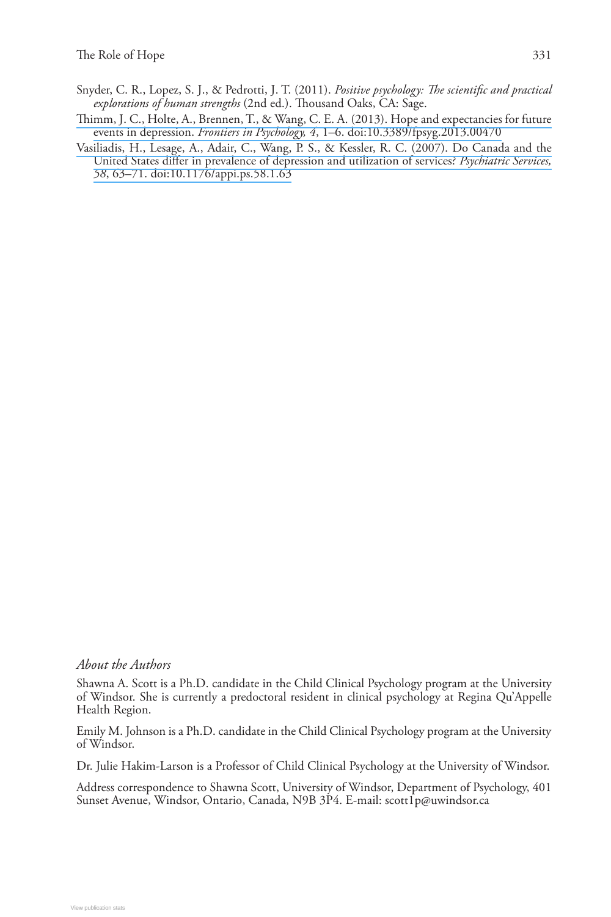Snyder, C. R., Lopez, S. J., & Pedrotti, J. T. (2011). *Positive psychology: The scientific and practical explorations of human strengths* (2nd ed.). Thousand Oaks, CA: Sage.

Thimm, J. C., Holte, A., Brennen, T., & Wang, C. E. A. (2013). Hope and expectancies for future events in depression. *Frontiers in Psychology, 4*, 1–6. doi:10.3389/fpsyg.2013.00470

Vasiliadis, H., Lesage, A., Adair, C., Wang, P. S., & Kessler, R. C. (2007). Do Canada and the United States differ in prevalence of depression and utilization of services? *Psychiatric Services, 58*, 63–71. doi:10.1176/appi.ps.58.1.63

*About the Authors*

Shawna A. Scott is a Ph.D. candidate in the Child Clinical Psychology program at the University of Windsor. She is currently a predoctoral resident in clinical psychology at Regina Qu'Appelle Health Region.

Emily M. Johnson is a Ph.D. candidate in the Child Clinical Psychology program at the University of Windsor.

Dr. Julie Hakim-Larson is a Professor of Child Clinical Psychology at the University of Windsor.

Address correspondence to Shawna Scott, University of Windsor, Department of Psychology, 401 Sunset Avenue, Windsor, Ontario, Canada, N9B 3P4. E-mail: scott1p@uwindsor.ca